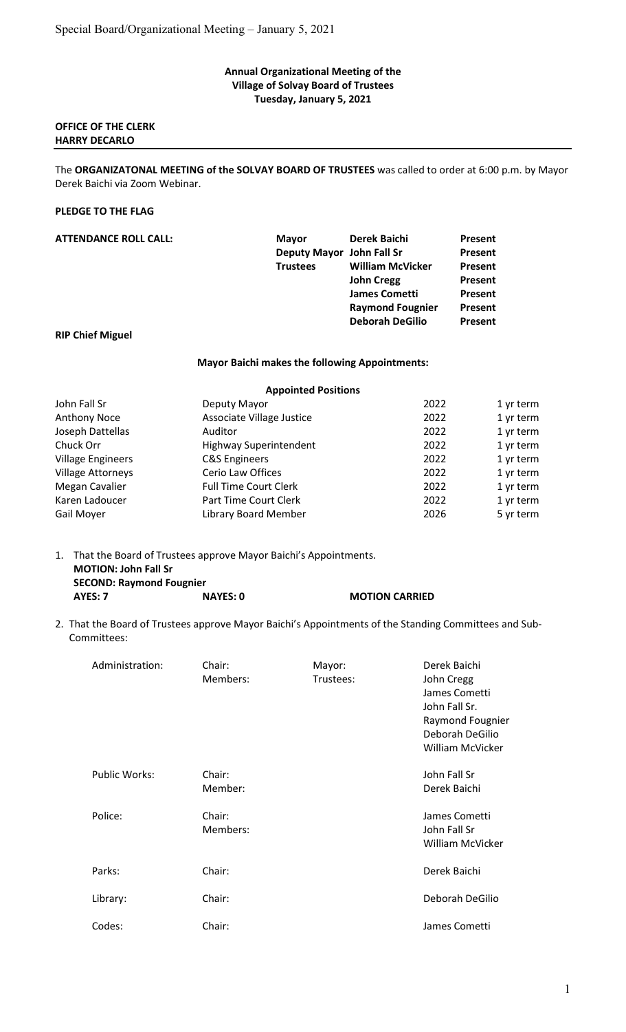# Annual Organizational Meeting of the Village of Solvay Board of Trustees
## Tuesday, January 5, 2021

**OFFICE OF THE CLERK**
**HARRY DECARLO**

---

The **ORGANIZATONAL MEETING of the SOLVAY BOARD OF TRUSTEES** was called to order at 6:00 p.m. by Mayor Derek Baichi via Zoom Webinar.

**PLEDGE TO THE FLAG**

**ATTENDANCE ROLL CALL:**

| | | |
|---|---|---|
| **Mayor** | **Derek Baichi** | **Present** |
| **Deputy Mayor** | **John Fall Sr** | **Present** |
| **Trustees** | **William McVicker** | **Present** |
| | **John Cregg** | **Present** |
| | **James Cometti** | **Present** |
| | **Raymond Fougnier** | **Present** |
| | **Deborah DeGilio** | **Present** |

**RIP Chief Miguel**

**Mayor Baichi makes the following Appointments:**

| **Appointed Positions** | | | |
|---|---|---|---|
| John Fall Sr | Deputy Mayor | 2022 | 1 yr term |
| Anthony Noce | Associate Village Justice | 2022 | 1 yr term |
| Joseph Dattellas | Auditor | 2022 | 1 yr term |
| Chuck Orr | Highway Superintendent | 2022 | 1 yr term |
| Village Engineers | C&S Engineers | 2022 | 1 yr term |
| Village Attorneys | Cerio Law Offices | 2022 | 1 yr term |
| Megan Cavalier | Full Time Court Clerk | 2022 | 1 yr term |
| Karen Ladoucer | Part Time Court Clerk | 2022 | 1 yr term |
| Gail Moyer | Library Board Member | 2026 | 5 yr term |

1. That the Board of Trustees approve Mayor Baichi's Appointments.
   **MOTION: John Fall Sr**
   **SECOND: Raymond Fougnier**
   **AYES: 7** **NAYES: 0** **MOTION CARRIED**

2. That the Board of Trustees approve Mayor Baichi's Appointments of the Standing Committees and Sub-Committees:

| | | | |
|---|---|---|---|
| Administration: | Chair: | Mayor: | Derek Baichi |
| | Members: | Trustees: | John Cregg |
| | | | James Cometti |
| | | | John Fall Sr. |
| | | | Raymond Fougnier |
| | | | Deborah DeGilio |
| | | | William McVicker |
| Public Works: | Chair: | | John Fall Sr |
| | Member: | | Derek Baichi |
| Police: | Chair: | | James Cometti |
| | Members: | | John Fall Sr |
| | | | William McVicker |
| Parks: | Chair: | | Derek Baichi |
| Library: | Chair: | | Deborah DeGilio |
| Codes: | Chair: | | James Cometti |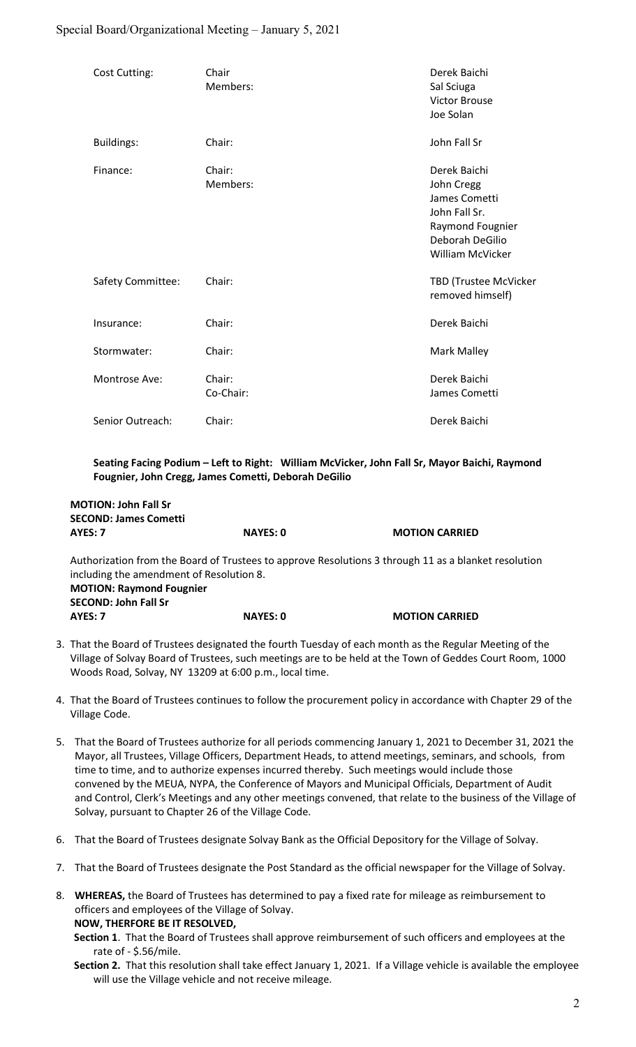| Cost Cutting: | Chair | Derek Baichi |
|---|---|---|
| | Members: | Sal Sciuga |
| | | Victor Brouse |
| | | Joe Solan |
| Buildings: | Chair: | John Fall Sr |
| Finance: | Chair: | Derek Baichi |
| | Members: | John Cregg |
| | | James Cometti |
| | | John Fall Sr. |
| | | Raymond Fougnier |
| | | Deborah DeGilio |
| | | William McVicker |
| Safety Committee: | Chair: | TBD (Trustee McVicker removed himself) |
| Insurance: | Chair: | Derek Baichi |
| Stormwater: | Chair: | Mark Malley |
| Montrose Ave: | Chair: | Derek Baichi |
| | Co-Chair: | James Cometti |
| Senior Outreach: | Chair: | Derek Baichi |

**Seating Facing Podium – Left to Right: William McVicker, John Fall Sr, Mayor Baichi, Raymond Fougnier, John Cregg, James Cometti, Deborah DeGilio**

**MOTION: John Fall Sr**
**SECOND: James Cometti**
**AYES: 7** **NAYES: 0** **MOTION CARRIED**

Authorization from the Board of Trustees to approve Resolutions 3 through 11 as a blanket resolution including the amendment of Resolution 8.
**MOTION: Raymond Fougnier**
**SECOND: John Fall Sr**
**AYES: 7** **NAYES: 0** **MOTION CARRIED**

3. That the Board of Trustees designated the fourth Tuesday of each month as the Regular Meeting of the Village of Solvay Board of Trustees, such meetings are to be held at the Town of Geddes Court Room, 1000 Woods Road, Solvay, NY 13209 at 6:00 p.m., local time.

4. That the Board of Trustees continues to follow the procurement policy in accordance with Chapter 29 of the Village Code.

5. That the Board of Trustees authorize for all periods commencing January 1, 2021 to December 31, 2021 the Mayor, all Trustees, Village Officers, Department Heads, to attend meetings, seminars, and schools, from time to time, and to authorize expenses incurred thereby. Such meetings would include those convened by the MEUA, NYPA, the Conference of Mayors and Municipal Officials, Department of Audit and Control, Clerk's Meetings and any other meetings convened, that relate to the business of the Village of Solvay, pursuant to Chapter 26 of the Village Code.

6. That the Board of Trustees designate Solvay Bank as the Official Depository for the Village of Solvay.

7. That the Board of Trustees designate the Post Standard as the official newspaper for the Village of Solvay.

8. **WHEREAS,** the Board of Trustees has determined to pay a fixed rate for mileage as reimbursement to officers and employees of the Village of Solvay.
   **NOW, THERFORE BE IT RESOLVED,**
   **Section 1**. That the Board of Trustees shall approve reimbursement of such officers and employees at the rate of - $.56/mile.
   **Section 2.** That this resolution shall take effect January 1, 2021. If a Village vehicle is available the employee will use the Village vehicle and not receive mileage.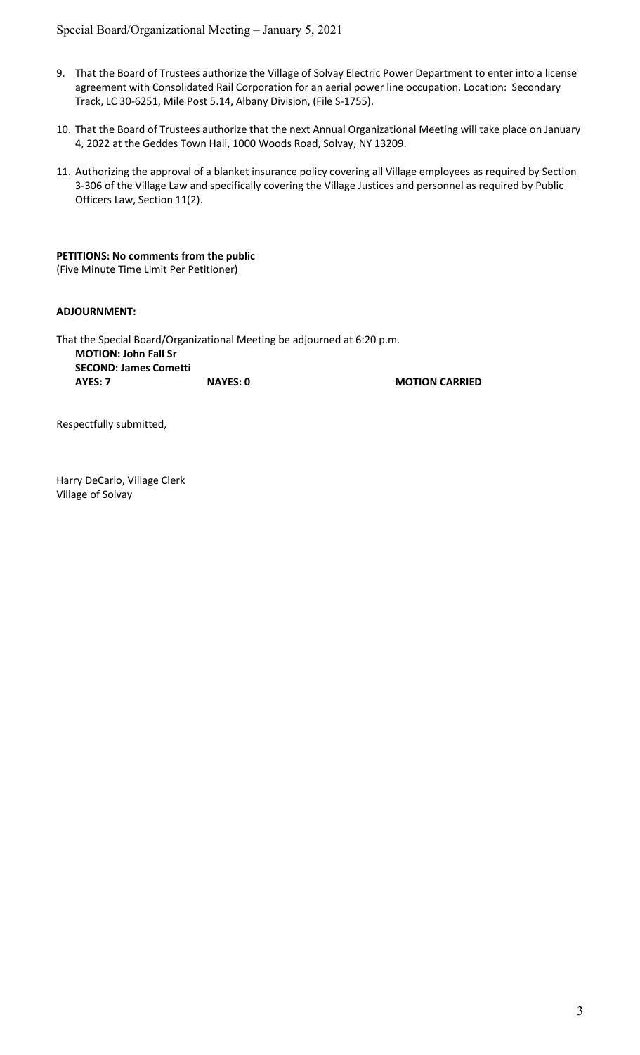9. That the Board of Trustees authorize the Village of Solvay Electric Power Department to enter into a license agreement with Consolidated Rail Corporation for an aerial power line occupation. Location: Secondary Track, LC 30-6251, Mile Post 5.14, Albany Division, (File S-1755).

10. That the Board of Trustees authorize that the next Annual Organizational Meeting will take place on January 4, 2022 at the Geddes Town Hall, 1000 Woods Road, Solvay, NY 13209.

11. Authorizing the approval of a blanket insurance policy covering all Village employees as required by Section 3-306 of the Village Law and specifically covering the Village Justices and personnel as required by Public Officers Law, Section 11(2).

**PETITIONS: No comments from the public**
(Five Minute Time Limit Per Petitioner)

**ADJOURNMENT:**

That the Special Board/Organizational Meeting be adjourned at 6:20 p.m.

**MOTION: John Fall Sr**
**SECOND: James Cometti**
**AYES: 7** **NAYES: 0** **MOTION CARRIED**

Respectfully submitted,

Harry DeCarlo, Village Clerk
Village of Solvay